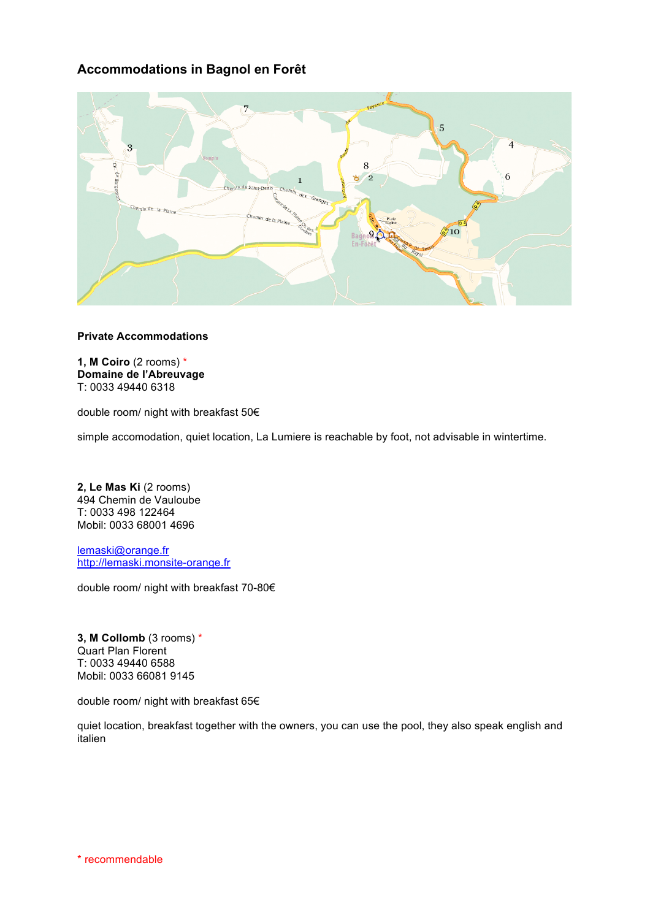## Accommodations in Bagnol en Forêt

**Private Accommodations**

**1, M Coiro** (2 rooms) *
**Domaine de l'Abreuvage**
T: 0033 49440 6318

double room/ night with breakfast 50€

simple accomodation, quiet location, La Lumiere is reachable by foot, not advisable in wintertime.

**2, Le Mas Ki** (2 rooms)
494 Chemin de Vauloube
T: 0033 498 122464
Mobil: 0033 68001 4696

lemaski@orange.fr
http://lemaski.monsite-orange.fr

double room/ night with breakfast 70-80€

**3, M Collomb** (3 rooms) *
Quart Plan Florent
T: 0033 49440 6588
Mobil: 0033 66081 9145

double room/ night with breakfast 65€

quiet location, breakfast together with the owners, you can use the pool, they also speak english and italien

* recommendable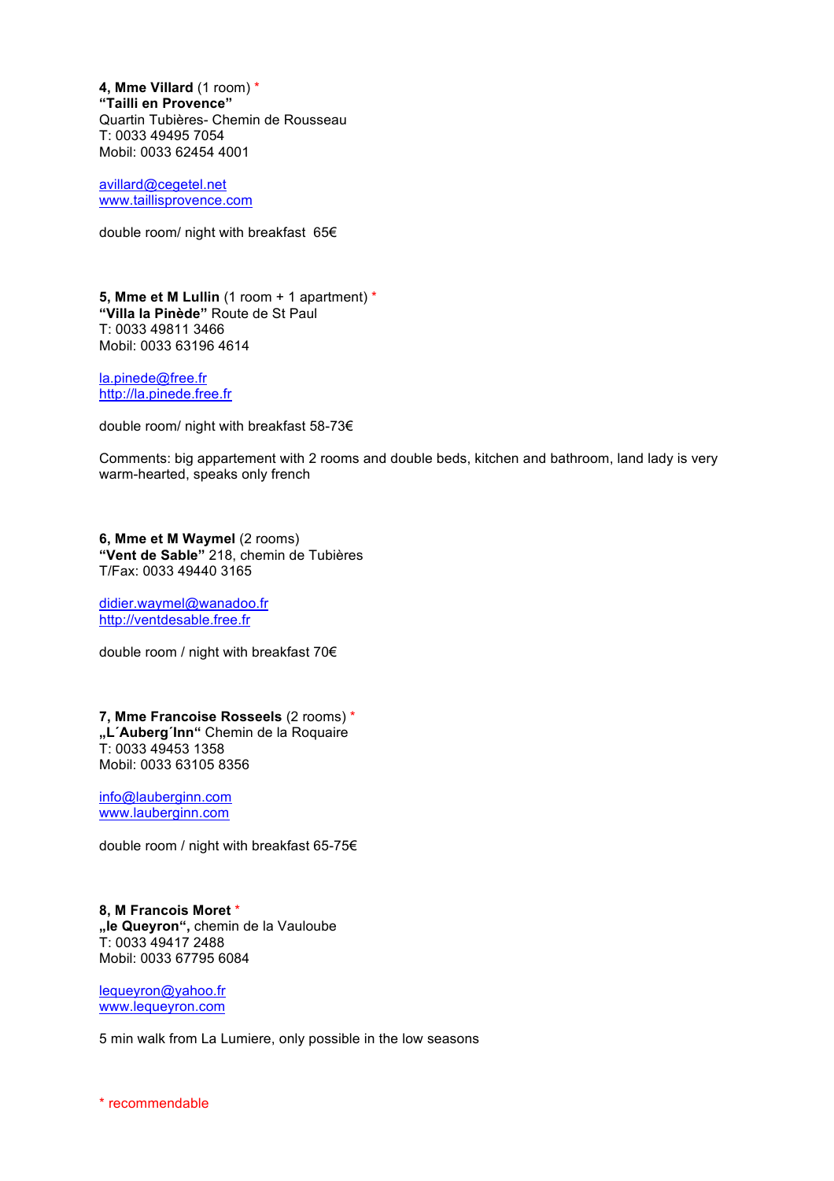**4, Mme Villard** (1 room) *
**"Tailli en Provence"**
Quartin Tubières- Chemin de Rousseau
T: 0033 49495 7054
Mobil: 0033 62454 4001

avillard@cegetel.net
www.taillisprovence.com

double room/ night with breakfast 65€

**5, Mme et M Lullin** (1 room + 1 apartment) *
**"Villa la Pinède"** Route de St Paul
T: 0033 49811 3466
Mobil: 0033 63196 4614

la.pinede@free.fr
http://la.pinede.free.fr

double room/ night with breakfast 58-73€

Comments: big appartement with 2 rooms and double beds, kitchen and bathroom, land lady is very warm-hearted, speaks only french

**6, Mme et M Waymel** (2 rooms)
**"Vent de Sable"** 218, chemin de Tubières
T/Fax: 0033 49440 3165

didier.waymel@wanadoo.fr
http://ventdesable.free.fr

double room / night with breakfast 70€

**7, Mme Francoise Rosseels** (2 rooms) *
**„L´Auberg´Inn"** Chemin de la Roquaire
T: 0033 49453 1358
Mobil: 0033 63105 8356

info@lauberginn.com
www.lauberginn.com

double room / night with breakfast 65-75€

**8, M Francois Moret** *
**„le Queyron",** chemin de la Vauloube
T: 0033 49417 2488
Mobil: 0033 67795 6084

lequeyron@yahoo.fr
www.lequeyron.com

5 min walk from La Lumiere, only possible in the low seasons

* recommendable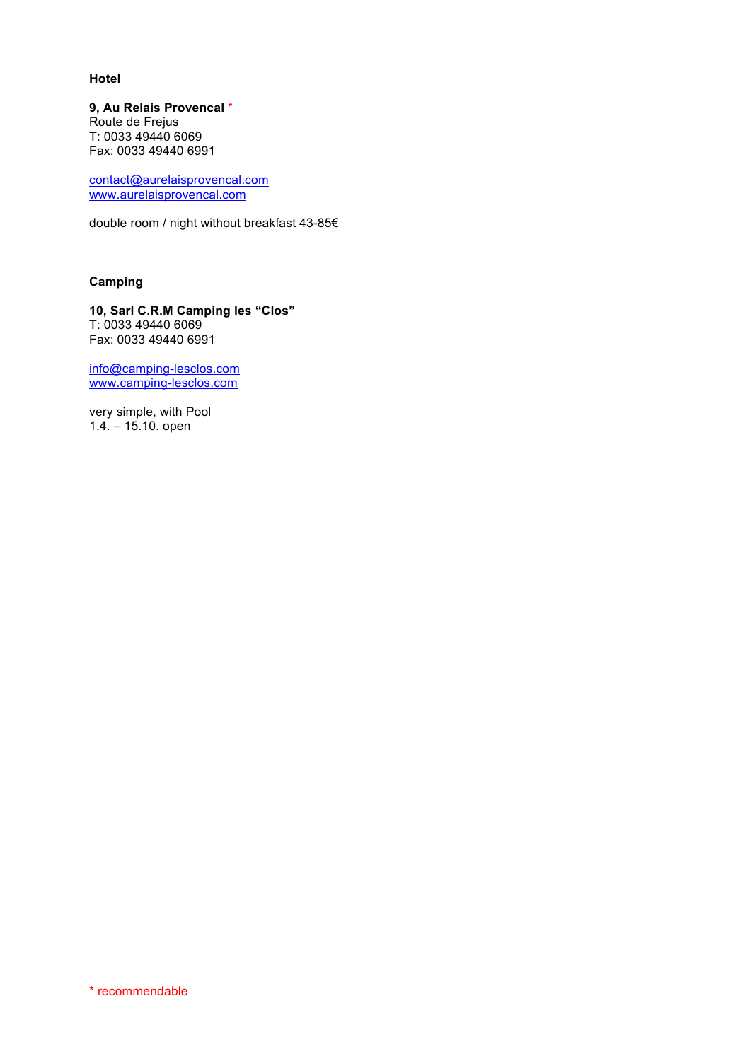## Hotel

**9, Au Relais Provencal** *
Route de Frejus
T: 0033 49440 6069
Fax: 0033 49440 6991

contact@aurelaisprovencal.com
www.aurelaisprovencal.com

double room / night without breakfast 43-85€

## Camping

**10, Sarl C.R.M Camping les “Clos”**
T: 0033 49440 6069
Fax: 0033 49440 6991

info@camping-lesclos.com
www.camping-lesclos.com

very simple, with Pool
1.4. – 15.10. open

* recommendable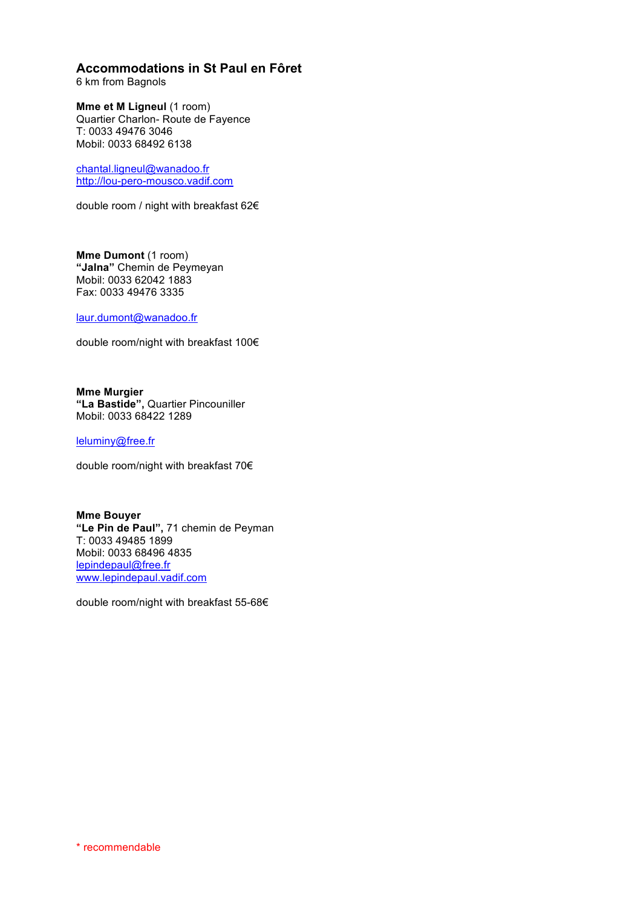## Accommodations in St Paul en Fôret

6 km from Bagnols

**Mme et M Ligneul** (1 room)
Quartier Charlon- Route de Fayence
T: 0033 49476 3046
Mobil: 0033 68492 6138

chantal.ligneul@wanadoo.fr
http://lou-pero-mousco.vadif.com

double room / night with breakfast 62€

**Mme Dumont** (1 room)
**"Jalna"** Chemin de Peymeyan
Mobil: 0033 62042 1883
Fax: 0033 49476 3335

laur.dumont@wanadoo.fr

double room/night with breakfast 100€

**Mme Murgier**
**"La Bastide",** Quartier Pincouniller
Mobil: 0033 68422 1289

leluminy@free.fr

double room/night with breakfast 70€

**Mme Bouyer**
**"Le Pin de Paul",** 71 chemin de Peyman
T: 0033 49485 1899
Mobil: 0033 68496 4835
lepindepaul@free.fr
www.lepindepaul.vadif.com

double room/night with breakfast 55-68€

* recommendable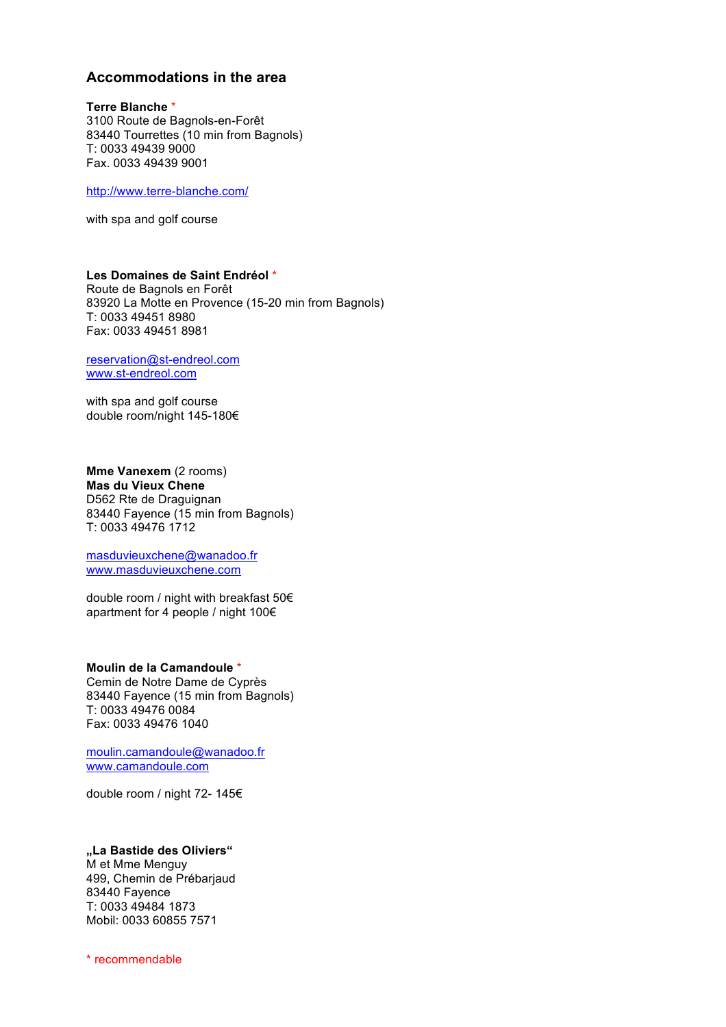## Accommodations in the area

**Terre Blanche** *
3100 Route de Bagnols-en-Forêt
83440 Tourrettes (10 min from Bagnols)
T: 0033 49439 9000
Fax. 0033 49439 9001

http://www.terre-blanche.com/

with spa and golf course

**Les Domaines de Saint Endréol** *
Route de Bagnols en Forêt
83920 La Motte en Provence (15-20 min from Bagnols)
T: 0033 49451 8980
Fax: 0033 49451 8981

reservation@st-endreol.com
www.st-endreol.com

with spa and golf course
double room/night 145-180€

**Mme Vanexem** (2 rooms)
**Mas du Vieux Chene**
D562 Rte de Draguignan
83440 Fayence (15 min from Bagnols)
T: 0033 49476 1712

masduvieuxchene@wanadoo.fr
www.masduvieuxchene.com

double room / night with breakfast 50€
apartment for 4 people / night 100€

**Moulin de la Camandoule** *
Cemin de Notre Dame de Cyprès
83440 Fayence (15 min from Bagnols)
T: 0033 49476 0084
Fax: 0033 49476 1040

moulin.camandoule@wanadoo.fr
www.camandoule.com

double room / night 72- 145€

**„La Bastide des Oliviers“**
M et Mme Menguy
499, Chemin de Prébarjaud
83440 Fayence
T: 0033 49484 1873
Mobil: 0033 60855 7571

* recommendable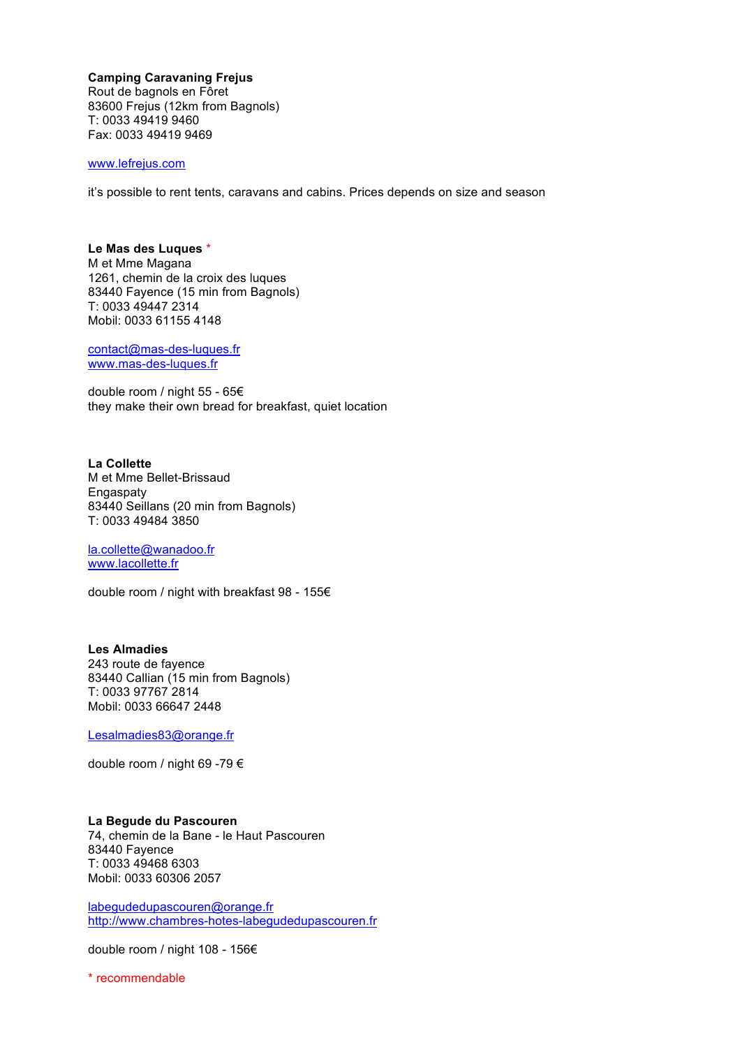**Camping Caravaning Frejus**
Rout de bagnols en Fôret
83600 Frejus (12km from Bagnols)
T: 0033 49419 9460
Fax: 0033 49419 9469

www.lefrejus.com

it's possible to rent tents, caravans and cabins. Prices depends on size and season

**Le Mas des Luques** *
M et Mme Magana
1261, chemin de la croix des luques
83440 Fayence (15 min from Bagnols)
T: 0033 49447 2314
Mobil: 0033 61155 4148

contact@mas-des-luques.fr
www.mas-des-luques.fr

double room / night 55 - 65€
they make their own bread for breakfast, quiet location

**La Collette**
M et Mme Bellet-Brissaud
Engaspaty
83440 Seillans (20 min from Bagnols)
T: 0033 49484 3850

la.collette@wanadoo.fr
www.lacollette.fr

double room / night with breakfast 98 - 155€

**Les Almadies**
243 route de fayence
83440 Callian (15 min from Bagnols)
T: 0033 97767 2814
Mobil: 0033 66647 2448

Lesalmadies83@orange.fr

double room / night 69 -79 €

**La Begude du Pascouren**
74, chemin de la Bane - le Haut Pascouren
83440 Fayence
T: 0033 49468 6303
Mobil: 0033 60306 2057

labegudedupascouren@orange.fr
http://www.chambres-hotes-labegudedupascouren.fr

double room / night 108 - 156€

* recommendable